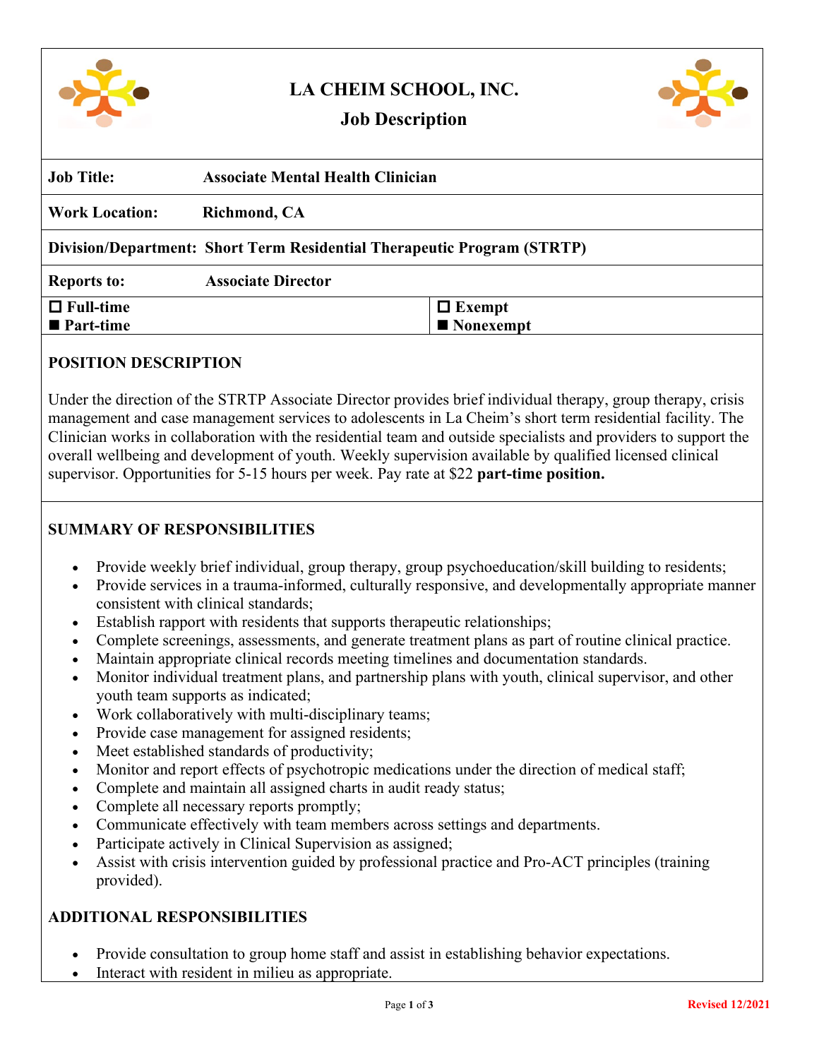# LA CHEIM SCHOOL, INC.

## Job Description

| | |
|---|---|
| **Job Title:** | **Associate Mental Health Clinician** |
| **Work Location:** | **Richmond, CA** |
| **Division/Department:** | **Short Term Residential Therapeutic Program (STRTP)** |
| **Reports to:** | **Associate Director** |
| ☐ **Full-time** ■ **Part-time** | ☐ **Exempt** ■ **Nonexempt** |

### POSITION DESCRIPTION

Under the direction of the STRTP Associate Director provides brief individual therapy, group therapy, crisis management and case management services to adolescents in La Cheim's short term residential facility. The Clinician works in collaboration with the residential team and outside specialists and providers to support the overall wellbeing and development of youth. Weekly supervision available by qualified licensed clinical supervisor. Opportunities for 5-15 hours per week. Pay rate at $22 **part-time position.**

### SUMMARY OF RESPONSIBILITIES

- Provide weekly brief individual, group therapy, group psychoeducation/skill building to residents;
- Provide services in a trauma-informed, culturally responsive, and developmentally appropriate manner consistent with clinical standards;
- Establish rapport with residents that supports therapeutic relationships;
- Complete screenings, assessments, and generate treatment plans as part of routine clinical practice.
- Maintain appropriate clinical records meeting timelines and documentation standards.
- Monitor individual treatment plans, and partnership plans with youth, clinical supervisor, and other youth team supports as indicated;
- Work collaboratively with multi-disciplinary teams;
- Provide case management for assigned residents;
- Meet established standards of productivity;
- Monitor and report effects of psychotropic medications under the direction of medical staff;
- Complete and maintain all assigned charts in audit ready status;
- Complete all necessary reports promptly;
- Communicate effectively with team members across settings and departments.
- Participate actively in Clinical Supervision as assigned;
- Assist with crisis intervention guided by professional practice and Pro-ACT principles (training provided).

### ADDITIONAL RESPONSIBILITIES

- Provide consultation to group home staff and assist in establishing behavior expectations.
- Interact with resident in milieu as appropriate.

Revised 12/2021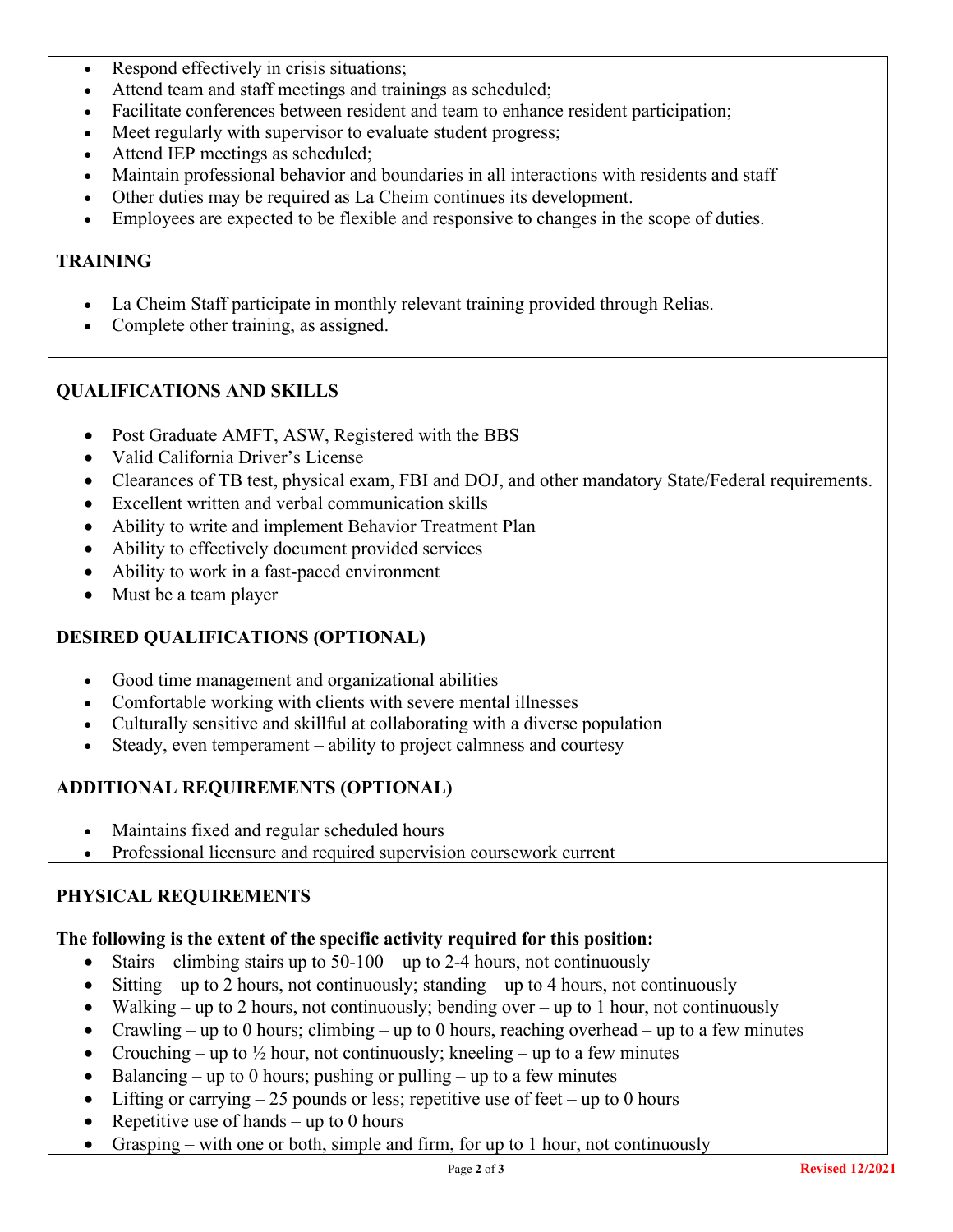- Respond effectively in crisis situations;
- Attend team and staff meetings and trainings as scheduled;
- Facilitate conferences between resident and team to enhance resident participation;
- Meet regularly with supervisor to evaluate student progress;
- Attend IEP meetings as scheduled;
- Maintain professional behavior and boundaries in all interactions with residents and staff
- Other duties may be required as La Cheim continues its development.
- Employees are expected to be flexible and responsive to changes in the scope of duties.

## TRAINING

- La Cheim Staff participate in monthly relevant training provided through Relias.
- Complete other training, as assigned.

## QUALIFICATIONS AND SKILLS

- Post Graduate AMFT, ASW, Registered with the BBS
- Valid California Driver's License
- Clearances of TB test, physical exam, FBI and DOJ, and other mandatory State/Federal requirements.
- Excellent written and verbal communication skills
- Ability to write and implement Behavior Treatment Plan
- Ability to effectively document provided services
- Ability to work in a fast-paced environment
- Must be a team player

## DESIRED QUALIFICATIONS (OPTIONAL)

- Good time management and organizational abilities
- Comfortable working with clients with severe mental illnesses
- Culturally sensitive and skillful at collaborating with a diverse population
- Steady, even temperament – ability to project calmness and courtesy

## ADDITIONAL REQUIREMENTS (OPTIONAL)

- Maintains fixed and regular scheduled hours
- Professional licensure and required supervision coursework current

## PHYSICAL REQUIREMENTS

**The following is the extent of the specific activity required for this position:**

- Stairs – climbing stairs up to 50-100 – up to 2-4 hours, not continuously
- Sitting – up to 2 hours, not continuously; standing – up to 4 hours, not continuously
- Walking – up to 2 hours, not continuously; bending over – up to 1 hour, not continuously
- Crawling – up to 0 hours; climbing – up to 0 hours, reaching overhead – up to a few minutes
- Crouching – up to ½ hour, not continuously; kneeling – up to a few minutes
- Balancing – up to 0 hours; pushing or pulling – up to a few minutes
- Lifting or carrying – 25 pounds or less; repetitive use of feet – up to 0 hours
- Repetitive use of hands – up to 0 hours
- Grasping – with one or both, simple and firm, for up to 1 hour, not continuously

Revised 12/2021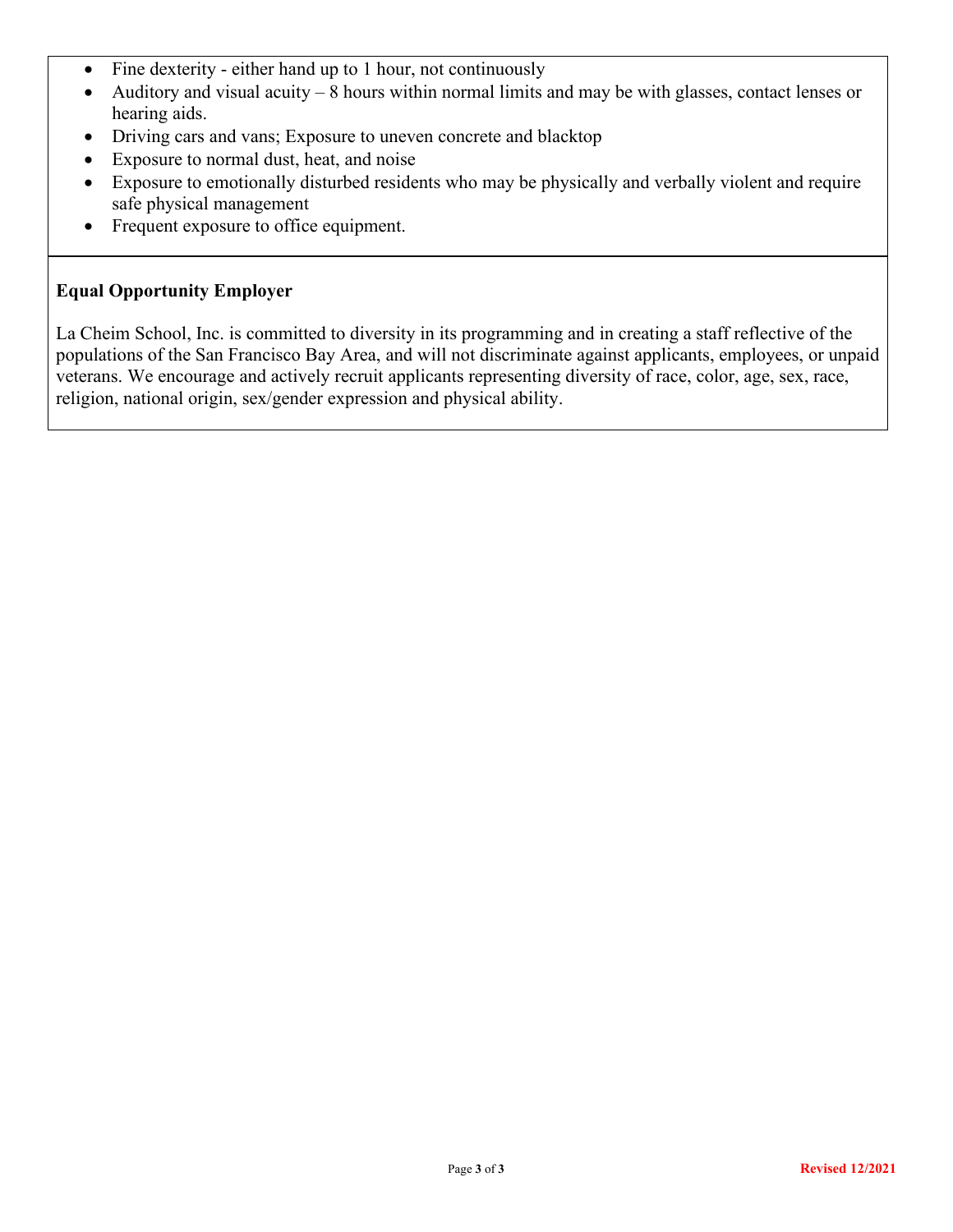- Fine dexterity - either hand up to 1 hour, not continuously
- Auditory and visual acuity – 8 hours within normal limits and may be with glasses, contact lenses or hearing aids.
- Driving cars and vans; Exposure to uneven concrete and blacktop
- Exposure to normal dust, heat, and noise
- Exposure to emotionally disturbed residents who may be physically and verbally violent and require safe physical management
- Frequent exposure to office equipment.

**Equal Opportunity Employer**

La Cheim School, Inc. is committed to diversity in its programming and in creating a staff reflective of the populations of the San Francisco Bay Area, and will not discriminate against applicants, employees, or unpaid veterans. We encourage and actively recruit applicants representing diversity of race, color, age, sex, race, religion, national origin, sex/gender expression and physical ability.

Revised 12/2021